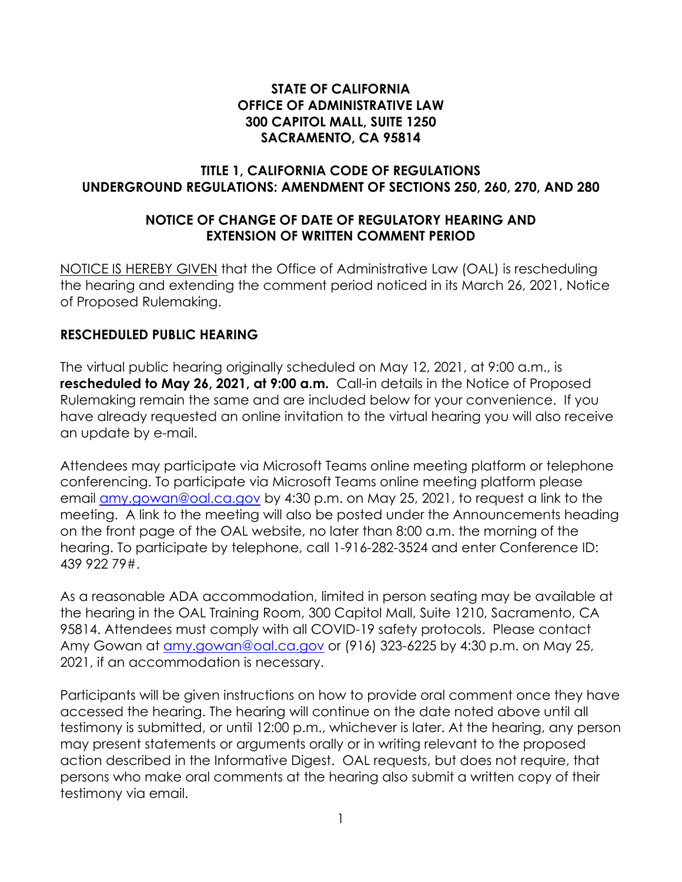**STATE OF CALIFORNIA**
**OFFICE OF ADMINISTRATIVE LAW**
**300 CAPITOL MALL, SUITE 1250**
**SACRAMENTO, CA 95814**

**TITLE 1, CALIFORNIA CODE OF REGULATIONS**
**UNDERGROUND REGULATIONS: AMENDMENT OF SECTIONS 250, 260, 270, AND 280**

**NOTICE OF CHANGE OF DATE OF REGULATORY HEARING AND EXTENSION OF WRITTEN COMMENT PERIOD**

NOTICE IS HEREBY GIVEN that the Office of Administrative Law (OAL) is rescheduling the hearing and extending the comment period noticed in its March 26, 2021, Notice of Proposed Rulemaking.

## RESCHEDULED PUBLIC HEARING

The virtual public hearing originally scheduled on May 12, 2021, at 9:00 a.m., is **rescheduled to May 26, 2021, at 9:00 a.m.** Call-in details in the Notice of Proposed Rulemaking remain the same and are included below for your convenience. If you have already requested an online invitation to the virtual hearing you will also receive an update by e-mail.

Attendees may participate via Microsoft Teams online meeting platform or telephone conferencing. To participate via Microsoft Teams online meeting platform please email amy.gowan@oal.ca.gov by 4:30 p.m. on May 25, 2021, to request a link to the meeting. A link to the meeting will also be posted under the Announcements heading on the front page of the OAL website, no later than 8:00 a.m. the morning of the hearing. To participate by telephone, call 1-916-282-3524 and enter Conference ID: 439 922 79#.

As a reasonable ADA accommodation, limited in person seating may be available at the hearing in the OAL Training Room, 300 Capitol Mall, Suite 1210, Sacramento, CA 95814. Attendees must comply with all COVID-19 safety protocols. Please contact Amy Gowan at amy.gowan@oal.ca.gov or (916) 323-6225 by 4:30 p.m. on May 25, 2021, if an accommodation is necessary.

Participants will be given instructions on how to provide oral comment once they have accessed the hearing. The hearing will continue on the date noted above until all testimony is submitted, or until 12:00 p.m., whichever is later. At the hearing, any person may present statements or arguments orally or in writing relevant to the proposed action described in the Informative Digest. OAL requests, but does not require, that persons who make oral comments at the hearing also submit a written copy of their testimony via email.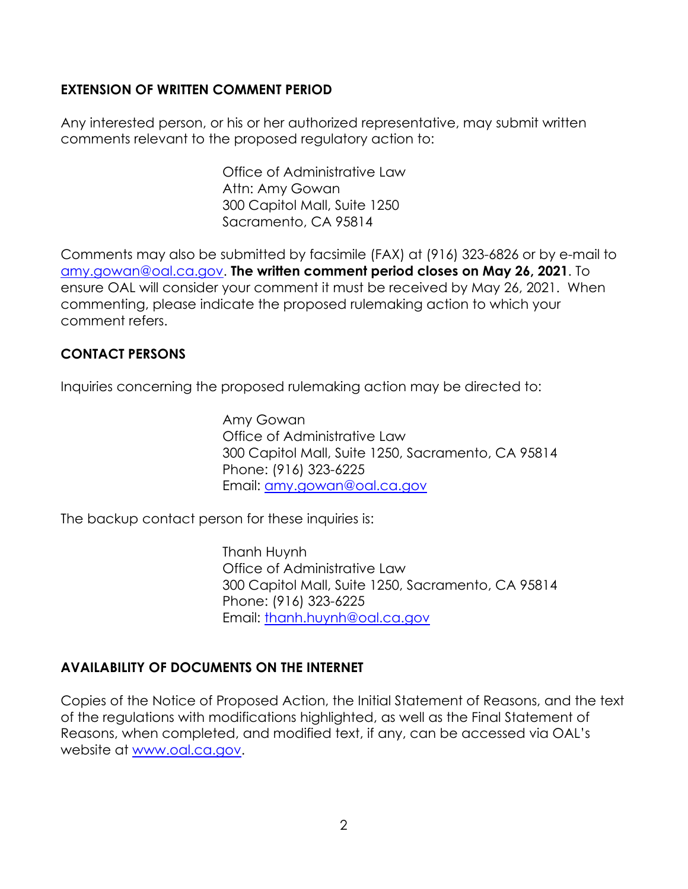## EXTENSION OF WRITTEN COMMENT PERIOD

Any interested person, or his or her authorized representative, may submit written comments relevant to the proposed regulatory action to:

Office of Administrative Law
Attn: Amy Gowan
300 Capitol Mall, Suite 1250
Sacramento, CA 95814

Comments may also be submitted by facsimile (FAX) at (916) 323-6826 or by e-mail to amy.gowan@oal.ca.gov. **The written comment period closes on May 26, 2021**. To ensure OAL will consider your comment it must be received by May 26, 2021. When commenting, please indicate the proposed rulemaking action to which your comment refers.

## CONTACT PERSONS

Inquiries concerning the proposed rulemaking action may be directed to:

Amy Gowan
Office of Administrative Law
300 Capitol Mall, Suite 1250, Sacramento, CA 95814
Phone: (916) 323-6225
Email: amy.gowan@oal.ca.gov

The backup contact person for these inquiries is:

Thanh Huynh
Office of Administrative Law
300 Capitol Mall, Suite 1250, Sacramento, CA 95814
Phone: (916) 323-6225
Email: thanh.huynh@oal.ca.gov

## AVAILABILITY OF DOCUMENTS ON THE INTERNET

Copies of the Notice of Proposed Action, the Initial Statement of Reasons, and the text of the regulations with modifications highlighted, as well as the Final Statement of Reasons, when completed, and modified text, if any, can be accessed via OAL's website at www.oal.ca.gov.